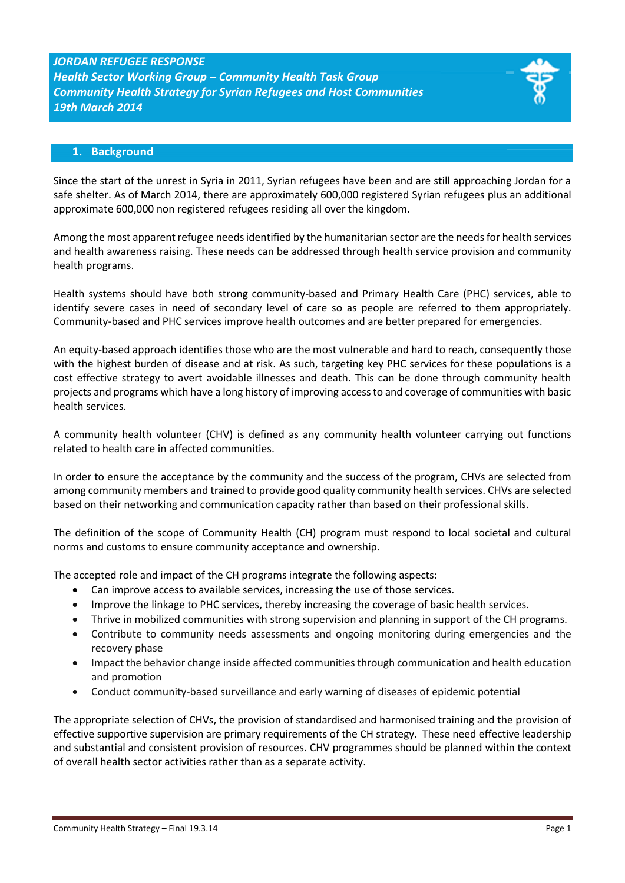***JORDAN REFUGEE RESPONSE***
***Health Sector Working Group – Community Health Task Group***
***Community Health Strategy for Syrian Refugees and Host Communities***
***19th March 2014***

## 1. Background

Since the start of the unrest in Syria in 2011, Syrian refugees have been and are still approaching Jordan for a safe shelter. As of March 2014, there are approximately 600,000 registered Syrian refugees plus an additional approximate 600,000 non registered refugees residing all over the kingdom.

Among the most apparent refugee needs identified by the humanitarian sector are the needs for health services and health awareness raising. These needs can be addressed through health service provision and community health programs.

Health systems should have both strong community-based and Primary Health Care (PHC) services, able to identify severe cases in need of secondary level of care so as people are referred to them appropriately. Community-based and PHC services improve health outcomes and are better prepared for emergencies.

An equity-based approach identifies those who are the most vulnerable and hard to reach, consequently those with the highest burden of disease and at risk. As such, targeting key PHC services for these populations is a cost effective strategy to avert avoidable illnesses and death. This can be done through community health projects and programs which have a long history of improving access to and coverage of communities with basic health services.

A community health volunteer (CHV) is defined as any community health volunteer carrying out functions related to health care in affected communities.

In order to ensure the acceptance by the community and the success of the program, CHVs are selected from among community members and trained to provide good quality community health services. CHVs are selected based on their networking and communication capacity rather than based on their professional skills.

The definition of the scope of Community Health (CH) program must respond to local societal and cultural norms and customs to ensure community acceptance and ownership.

The accepted role and impact of the CH programs integrate the following aspects:

- Can improve access to available services, increasing the use of those services.
- Improve the linkage to PHC services, thereby increasing the coverage of basic health services.
- Thrive in mobilized communities with strong supervision and planning in support of the CH programs.
- Contribute to community needs assessments and ongoing monitoring during emergencies and the recovery phase
- Impact the behavior change inside affected communities through communication and health education and promotion
- Conduct community-based surveillance and early warning of diseases of epidemic potential

The appropriate selection of CHVs, the provision of standardised and harmonised training and the provision of effective supportive supervision are primary requirements of the CH strategy. These need effective leadership and substantial and consistent provision of resources. CHV programmes should be planned within the context of overall health sector activities rather than as a separate activity.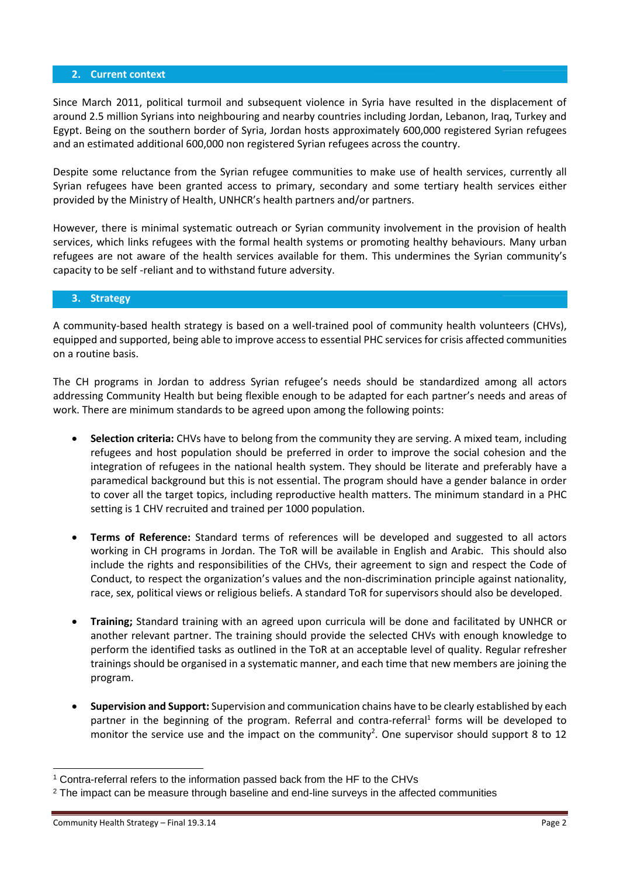## 2. Current context

Since March 2011, political turmoil and subsequent violence in Syria have resulted in the displacement of around 2.5 million Syrians into neighbouring and nearby countries including Jordan, Lebanon, Iraq, Turkey and Egypt. Being on the southern border of Syria, Jordan hosts approximately 600,000 registered Syrian refugees and an estimated additional 600,000 non registered Syrian refugees across the country.

Despite some reluctance from the Syrian refugee communities to make use of health services, currently all Syrian refugees have been granted access to primary, secondary and some tertiary health services either provided by the Ministry of Health, UNHCR's health partners and/or partners.

However, there is minimal systematic outreach or Syrian community involvement in the provision of health services, which links refugees with the formal health systems or promoting healthy behaviours. Many urban refugees are not aware of the health services available for them. This undermines the Syrian community's capacity to be self -reliant and to withstand future adversity.

## 3. Strategy

A community-based health strategy is based on a well-trained pool of community health volunteers (CHVs), equipped and supported, being able to improve access to essential PHC services for crisis affected communities on a routine basis.

The CH programs in Jordan to address Syrian refugee's needs should be standardized among all actors addressing Community Health but being flexible enough to be adapted for each partner's needs and areas of work. There are minimum standards to be agreed upon among the following points:

- **Selection criteria:** CHVs have to belong from the community they are serving. A mixed team, including refugees and host population should be preferred in order to improve the social cohesion and the integration of refugees in the national health system. They should be literate and preferably have a paramedical background but this is not essential. The program should have a gender balance in order to cover all the target topics, including reproductive health matters. The minimum standard in a PHC setting is 1 CHV recruited and trained per 1000 population.

- **Terms of Reference:** Standard terms of references will be developed and suggested to all actors working in CH programs in Jordan. The ToR will be available in English and Arabic. This should also include the rights and responsibilities of the CHVs, their agreement to sign and respect the Code of Conduct, to respect the organization's values and the non-discrimination principle against nationality, race, sex, political views or religious beliefs. A standard ToR for supervisors should also be developed.

- **Training;** Standard training with an agreed upon curricula will be done and facilitated by UNHCR or another relevant partner. The training should provide the selected CHVs with enough knowledge to perform the identified tasks as outlined in the ToR at an acceptable level of quality. Regular refresher trainings should be organised in a systematic manner, and each time that new members are joining the program.

- **Supervision and Support:** Supervision and communication chains have to be clearly established by each partner in the beginning of the program. Referral and contra-referral[1] forms will be developed to monitor the service use and the impact on the community[2]. One supervisor should support 8 to 12

---

[1] Contra-referral refers to the information passed back from the HF to the CHVs

[2] The impact can be measure through baseline and end-line surveys in the affected communities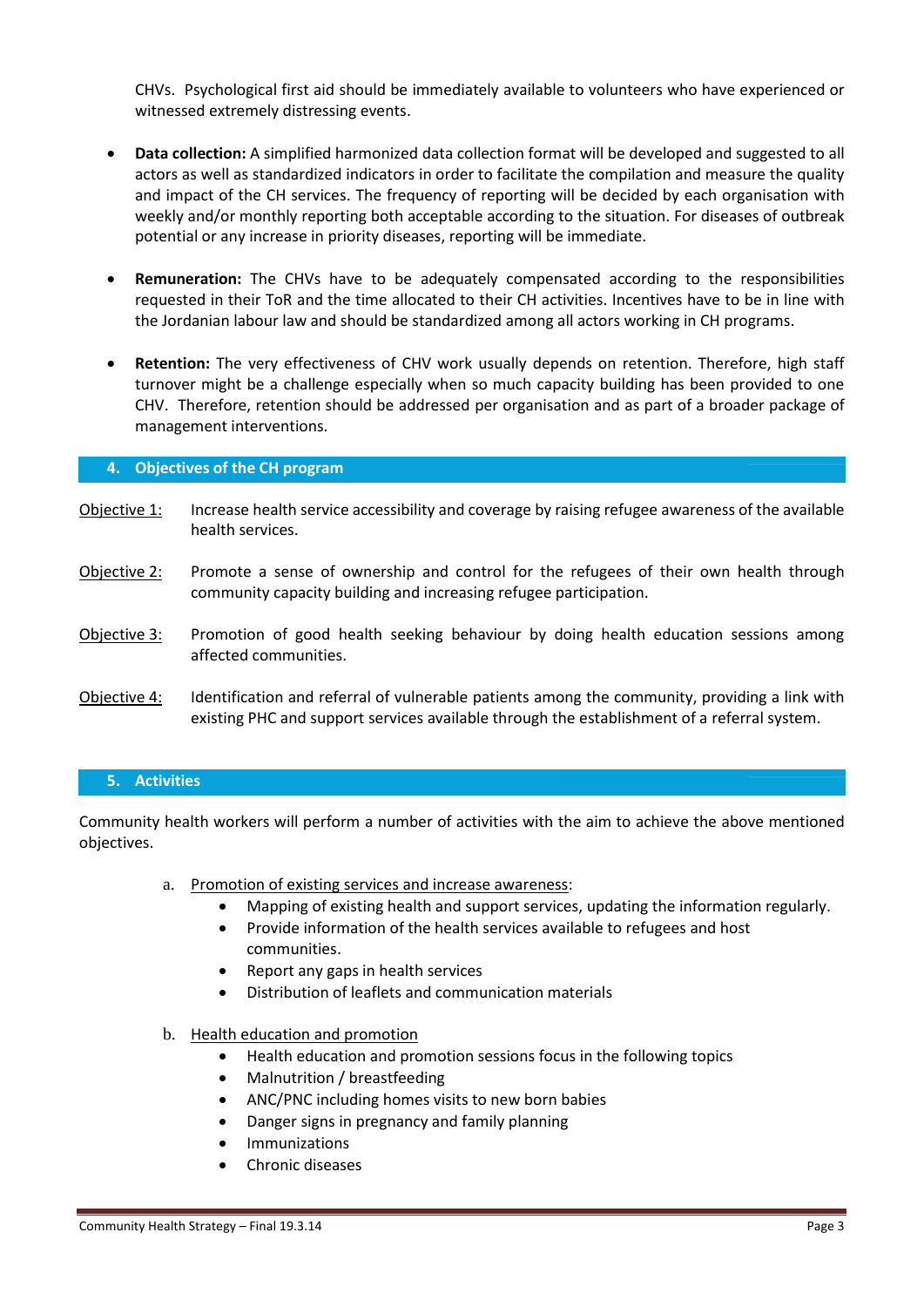CHVs. Psychological first aid should be immediately available to volunteers who have experienced or witnessed extremely distressing events.

- **Data collection:** A simplified harmonized data collection format will be developed and suggested to all actors as well as standardized indicators in order to facilitate the compilation and measure the quality and impact of the CH services. The frequency of reporting will be decided by each organisation with weekly and/or monthly reporting both acceptable according to the situation. For diseases of outbreak potential or any increase in priority diseases, reporting will be immediate.

- **Remuneration:** The CHVs have to be adequately compensated according to the responsibilities requested in their ToR and the time allocated to their CH activities. Incentives have to be in line with the Jordanian labour law and should be standardized among all actors working in CH programs.

- **Retention:** The very effectiveness of CHV work usually depends on retention. Therefore, high staff turnover might be a challenge especially when so much capacity building has been provided to one CHV. Therefore, retention should be addressed per organisation and as part of a broader package of management interventions.

## 4. Objectives of the CH program

Objective 1: Increase health service accessibility and coverage by raising refugee awareness of the available health services.

Objective 2: Promote a sense of ownership and control for the refugees of their own health through community capacity building and increasing refugee participation.

Objective 3: Promotion of good health seeking behaviour by doing health education sessions among affected communities.

Objective 4: Identification and referral of vulnerable patients among the community, providing a link with existing PHC and support services available through the establishment of a referral system.

## 5. Activities

Community health workers will perform a number of activities with the aim to achieve the above mentioned objectives.

a. Promotion of existing services and increase awareness:
   - Mapping of existing health and support services, updating the information regularly.
   - Provide information of the health services available to refugees and host communities.
   - Report any gaps in health services
   - Distribution of leaflets and communication materials

b. Health education and promotion
   - Health education and promotion sessions focus in the following topics
   - Malnutrition / breastfeeding
   - ANC/PNC including homes visits to new born babies
   - Danger signs in pregnancy and family planning
   - Immunizations
   - Chronic diseases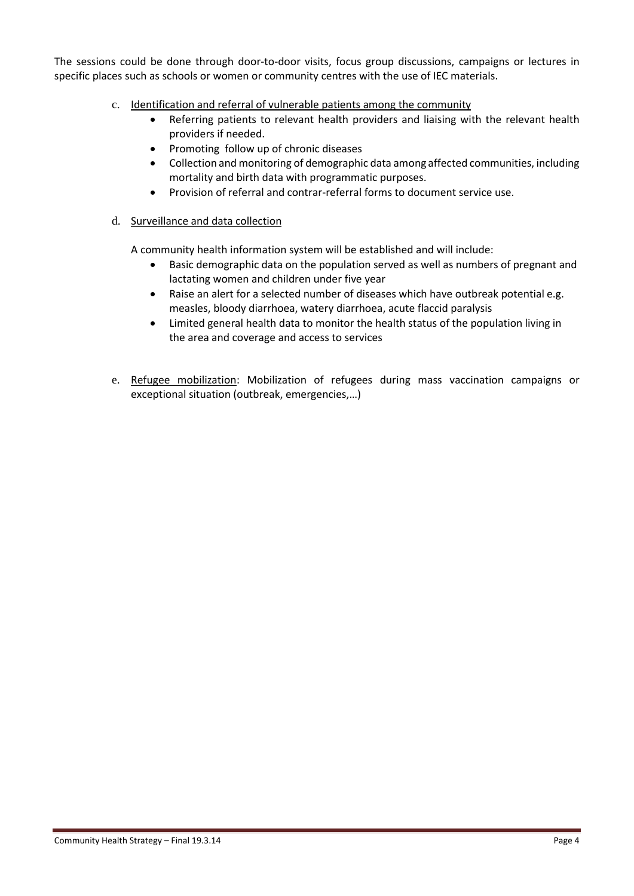The sessions could be done through door-to-door visits, focus group discussions, campaigns or lectures in specific places such as schools or women or community centres with the use of IEC materials.

c. Identification and referral of vulnerable patients among the community
   - Referring patients to relevant health providers and liaising with the relevant health providers if needed.
   - Promoting follow up of chronic diseases
   - Collection and monitoring of demographic data among affected communities, including mortality and birth data with programmatic purposes.
   - Provision of referral and contrar-referral forms to document service use.

d. Surveillance and data collection

   A community health information system will be established and will include:
   - Basic demographic data on the population served as well as numbers of pregnant and lactating women and children under five year
   - Raise an alert for a selected number of diseases which have outbreak potential e.g. measles, bloody diarrhoea, watery diarrhoea, acute flaccid paralysis
   - Limited general health data to monitor the health status of the population living in the area and coverage and access to services

e. Refugee mobilization: Mobilization of refugees during mass vaccination campaigns or exceptional situation (outbreak, emergencies,…)